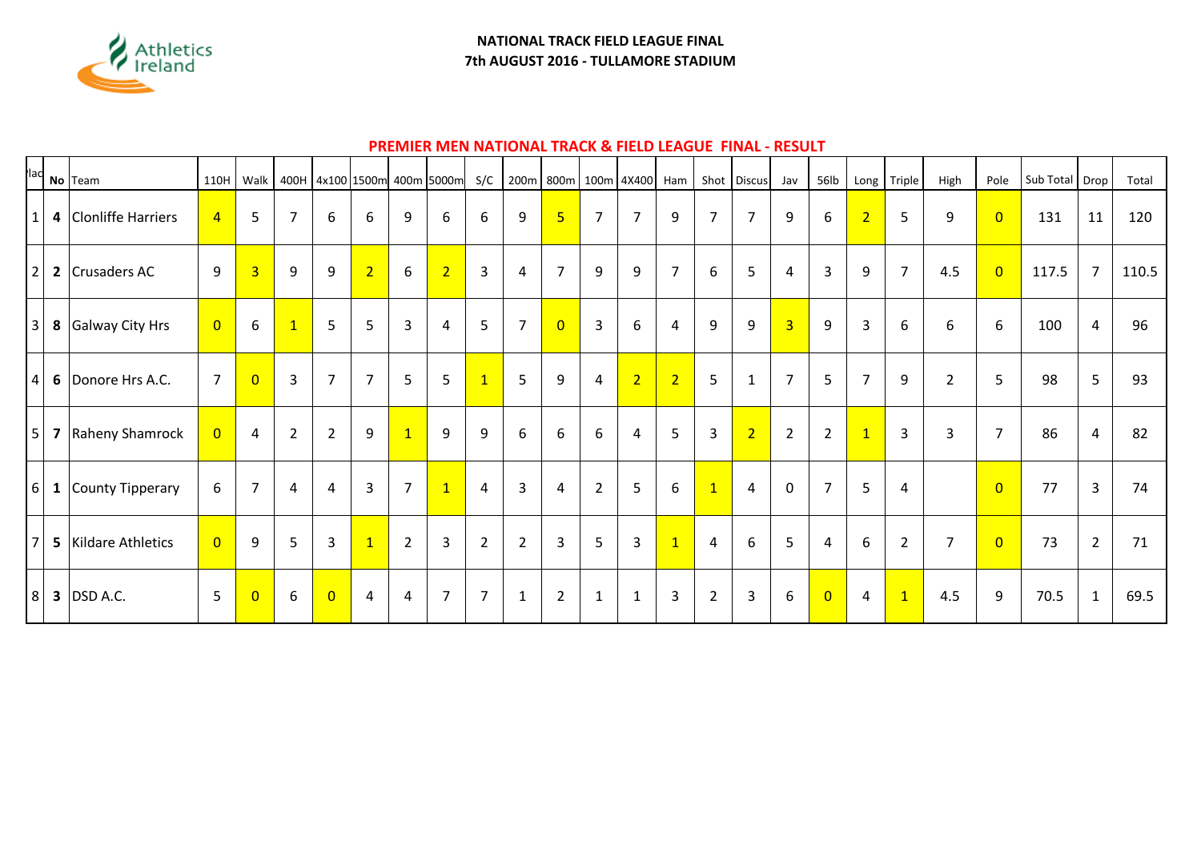Athletics Ireland

**NATIONAL TRACK FIELD LEAGUE FINAL**
**7th AUGUST 2016 - TULLAMORE STADIUM**

## PREMIER MEN NATIONAL TRACK & FIELD LEAGUE FINAL - RESULT

| Plac | No | Team | 110H | Walk | 400H | 4x100 | 1500m | 400m | 5000m | S/C | 200m | 800m | 100m | 4X400 | Ham | Shot | Discus | Jav | 56lb | Long | Triple | High | Pole | Sub Total | Drop | Total |
|---|---|---|---|---|---|---|---|---|---|---|---|---|---|---|---|---|---|---|---|---|---|---|---|---|---|---|
| 1 | **4** | Clonliffe Harriers | 4 | 5 | 7 | 6 | 6 | 9 | 6 | 6 | 9 | 5 | 7 | 7 | 9 | 7 | 7 | 9 | 6 | 2 | 5 | 9 | 0 | 131 | 11 | 120 |
| 2 | **2** | Crusaders AC | 9 | 3 | 9 | 9 | 2 | 6 | 2 | 3 | 4 | 7 | 9 | 9 | 7 | 6 | 5 | 4 | 3 | 9 | 7 | 4.5 | 0 | 117.5 | 7 | 110.5 |
| 3 | **8** | Galway City Hrs | 0 | 6 | 1 | 5 | 5 | 3 | 4 | 5 | 7 | 0 | 3 | 6 | 4 | 9 | 9 | 3 | 9 | 3 | 6 | 6 | 6 | 100 | 4 | 96 |
| 4 | **6** | Donore Hrs A.C. | 7 | 0 | 3 | 7 | 7 | 5 | 5 | 1 | 5 | 9 | 4 | 2 | 2 | 5 | 1 | 7 | 5 | 7 | 9 | 2 | 5 | 98 | 5 | 93 |
| 5 | **7** | Raheny Shamrock | 0 | 4 | 2 | 2 | 9 | 1 | 9 | 9 | 6 | 6 | 6 | 4 | 5 | 3 | 2 | 2 | 2 | 1 | 3 | 3 | 7 | 86 | 4 | 82 |
| 6 | **1** | County Tipperary | 6 | 7 | 4 | 4 | 3 | 7 | 1 | 4 | 3 | 4 | 2 | 5 | 6 | 1 | 4 | 0 | 7 | 5 | 4 | | 0 | 77 | 3 | 74 |
| 7 | **5** | Kildare Athletics | 0 | 9 | 5 | 3 | 1 | 2 | 3 | 2 | 2 | 3 | 5 | 3 | 1 | 4 | 6 | 5 | 4 | 6 | 2 | 7 | 0 | 73 | 2 | 71 |
| 8 | **3** | DSD A.C. | 5 | 0 | 6 | 0 | 4 | 4 | 7 | 7 | 1 | 2 | 1 | 1 | 3 | 2 | 3 | 6 | 0 | 4 | 1 | 4.5 | 9 | 70.5 | 1 | 69.5 |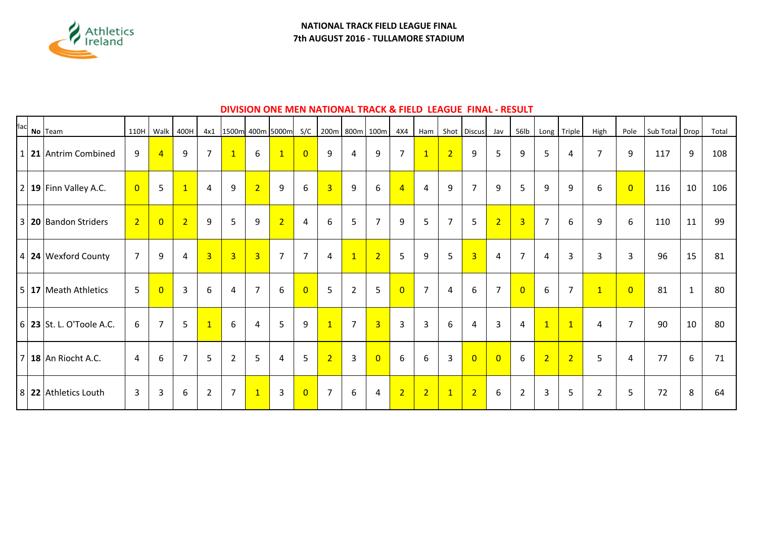Athletics Ireland

**NATIONAL TRACK FIELD LEAGUE FINAL**
**7th AUGUST 2016 - TULLAMORE STADIUM**

## DIVISION ONE MEN NATIONAL TRACK & FIELD LEAGUE FINAL - RESULT

| Plac | No | Team | 110H | Walk | 400H | 4x1 | 1500m | 400m | 5000m | S/C | 200m | 800m | 100m | 4X4 | Ham | Shot | Discus | Jav | 56lb | Long | Triple | High | Pole | Sub Total | Drop | Total |
|---|---|---|---|---|---|---|---|---|---|---|---|---|---|---|---|---|---|---|---|---|---|---|---|---|---|---|
| 1 | **21** | Antrim Combined | 9 | 4 | 9 | 7 | 1 | 6 | 1 | 0 | 9 | 4 | 9 | 7 | 1 | 2 | 9 | 5 | 9 | 5 | 4 | 7 | 9 | 117 | 9 | 108 |
| 2 | **19** | Finn Valley A.C. | 0 | 5 | 1 | 4 | 9 | 2 | 9 | 6 | 3 | 9 | 6 | 4 | 4 | 9 | 7 | 9 | 5 | 9 | 9 | 6 | 0 | 116 | 10 | 106 |
| 3 | **20** | Bandon Striders | 2 | 0 | 2 | 9 | 5 | 9 | 2 | 4 | 6 | 5 | 7 | 9 | 5 | 7 | 5 | 2 | 3 | 7 | 6 | 9 | 6 | 110 | 11 | 99 |
| 4 | **24** | Wexford County | 7 | 9 | 4 | 3 | 3 | 3 | 7 | 7 | 4 | 1 | 2 | 5 | 9 | 5 | 3 | 4 | 7 | 4 | 3 | 3 | 3 | 96 | 15 | 81 |
| 5 | **17** | Meath Athletics | 5 | 0 | 3 | 6 | 4 | 7 | 6 | 0 | 5 | 2 | 5 | 0 | 7 | 4 | 6 | 7 | 0 | 6 | 7 | 1 | 0 | 81 | 1 | 80 |
| 6 | **23** | St. L. O'Toole A.C. | 6 | 7 | 5 | 1 | 6 | 4 | 5 | 9 | 1 | 7 | 3 | 3 | 3 | 6 | 4 | 3 | 4 | 1 | 1 | 4 | 7 | 90 | 10 | 80 |
| 7 | **18** | An Riocht A.C. | 4 | 6 | 7 | 5 | 2 | 5 | 4 | 5 | 2 | 3 | 0 | 6 | 6 | 3 | 0 | 0 | 6 | 2 | 2 | 5 | 4 | 77 | 6 | 71 |
| 8 | **22** | Athletics Louth | 3 | 3 | 6 | 2 | 7 | 1 | 3 | 0 | 7 | 6 | 4 | 2 | 2 | 1 | 2 | 6 | 2 | 3 | 5 | 2 | 5 | 72 | 8 | 64 |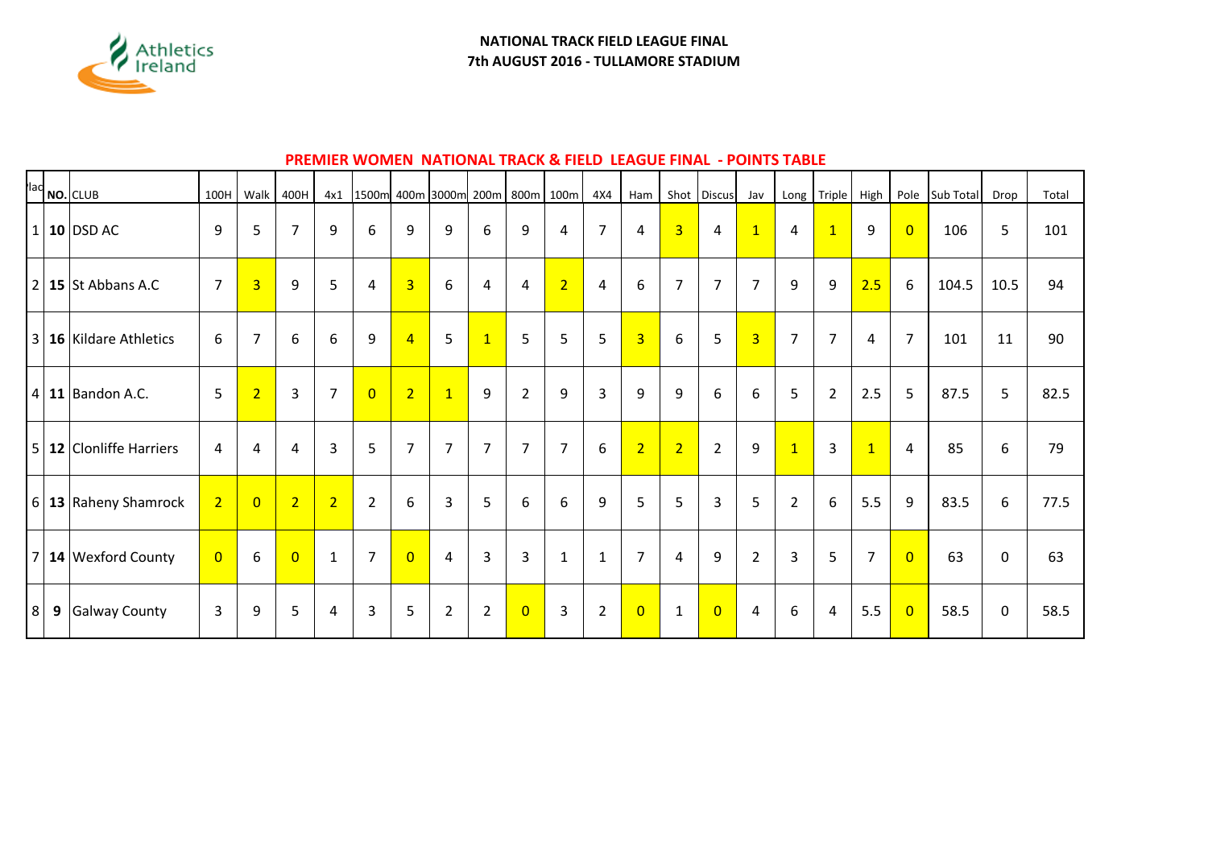**NATIONAL TRACK FIELD LEAGUE FINAL**
**7th AUGUST 2016 - TULLAMORE STADIUM**

## PREMIER WOMEN NATIONAL TRACK & FIELD LEAGUE FINAL - POINTS TABLE

| Plac | NO. | CLUB | 100H | Walk | 400H | 4x1 | 1500m | 400m | 3000m | 200m | 800m | 100m | 4X4 | Ham | Shot | Discus | Jav | Long | Triple | High | Pole | Sub Total | Drop | Total |
|---|---|---|---|---|---|---|---|---|---|---|---|---|---|---|---|---|---|---|---|---|---|---|---|---|
| 1 | **10** | DSD AC | 9 | 5 | 7 | 9 | 6 | 9 | 9 | 6 | 9 | 4 | 7 | 4 | 3 | 4 | 1 | 4 | 1 | 9 | 0 | 106 | 5 | 101 |
| 2 | **15** | St Abbans A.C | 7 | 3 | 9 | 5 | 4 | 3 | 6 | 4 | 4 | 2 | 4 | 6 | 7 | 7 | 7 | 9 | 9 | 2.5 | 6 | 104.5 | 10.5 | 94 |
| 3 | **16** | Kildare Athletics | 6 | 7 | 6 | 6 | 9 | 4 | 5 | 1 | 5 | 5 | 5 | 3 | 6 | 5 | 3 | 7 | 7 | 4 | 7 | 101 | 11 | 90 |
| 4 | **11** | Bandon A.C. | 5 | 2 | 3 | 7 | 0 | 2 | 1 | 9 | 2 | 9 | 3 | 9 | 9 | 6 | 6 | 5 | 2 | 2.5 | 5 | 87.5 | 5 | 82.5 |
| 5 | **12** | Clonliffe Harriers | 4 | 4 | 4 | 3 | 5 | 7 | 7 | 7 | 7 | 7 | 6 | 2 | 2 | 2 | 9 | 1 | 3 | 1 | 4 | 85 | 6 | 79 |
| 6 | **13** | Raheny Shamrock | 2 | 0 | 2 | 2 | 2 | 6 | 3 | 5 | 6 | 6 | 9 | 5 | 5 | 3 | 5 | 2 | 6 | 5.5 | 9 | 83.5 | 6 | 77.5 |
| 7 | **14** | Wexford County | 0 | 6 | 0 | 1 | 7 | 0 | 4 | 3 | 3 | 1 | 1 | 7 | 4 | 9 | 2 | 3 | 5 | 7 | 0 | 63 | 0 | 63 |
| 8 | **9** | Galway County | 3 | 9 | 5 | 4 | 3 | 5 | 2 | 2 | 0 | 3 | 2 | 0 | 1 | 0 | 4 | 6 | 4 | 5.5 | 0 | 58.5 | 0 | 58.5 |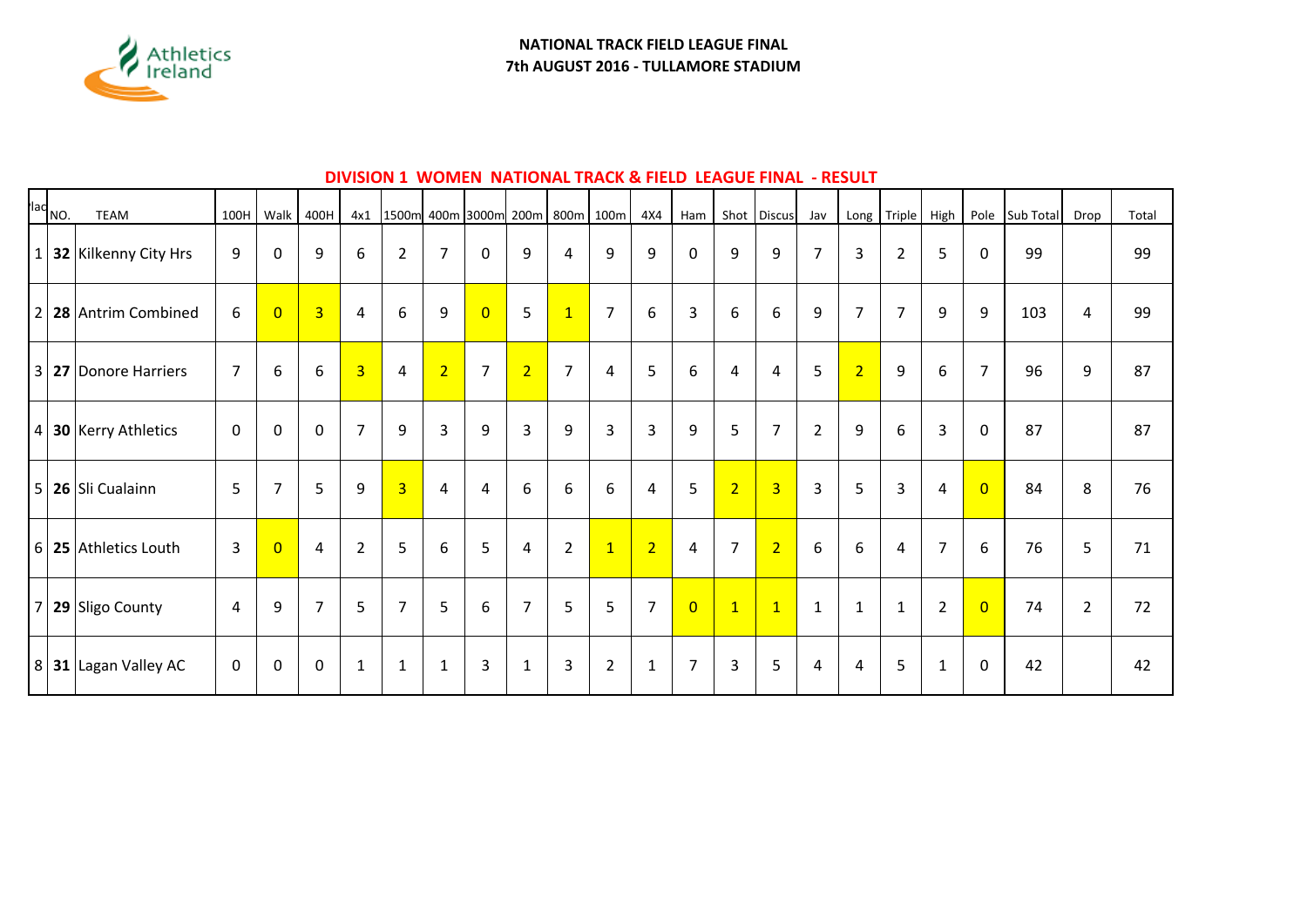**NATIONAL TRACK FIELD LEAGUE FINAL**
**7th AUGUST 2016 - TULLAMORE STADIUM**

## DIVISION 1 WOMEN NATIONAL TRACK & FIELD LEAGUE FINAL - RESULT

| Plac | NO. | TEAM | 100H | Walk | 400H | 4x1 | 1500m | 400m | 3000m | 200m | 800m | 100m | 4X4 | Ham | Shot | Discus | Jav | Long | Triple | High | Pole | Sub Total | Drop | Total |
|---|---|---|---|---|---|---|---|---|---|---|---|---|---|---|---|---|---|---|---|---|---|---|---|---|
| 1 | **32** | Kilkenny City Hrs | 9 | 0 | 9 | 6 | 2 | 7 | 0 | 9 | 4 | 9 | 9 | 0 | 9 | 9 | 7 | 3 | 2 | 5 | 0 | 99 | | 99 |
| 2 | **28** | Antrim Combined | 6 | 0 | 3 | 4 | 6 | 9 | 0 | 5 | 1 | 7 | 6 | 3 | 6 | 6 | 9 | 7 | 7 | 9 | 9 | 103 | 4 | 99 |
| 3 | **27** | Donore Harriers | 7 | 6 | 6 | 3 | 4 | 2 | 7 | 2 | 7 | 4 | 5 | 6 | 4 | 4 | 5 | 2 | 9 | 6 | 7 | 96 | 9 | 87 |
| 4 | **30** | Kerry Athletics | 0 | 0 | 0 | 7 | 9 | 3 | 9 | 3 | 9 | 3 | 3 | 9 | 5 | 7 | 2 | 9 | 6 | 3 | 0 | 87 | | 87 |
| 5 | **26** | Sli Cualainn | 5 | 7 | 5 | 9 | 3 | 4 | 4 | 6 | 6 | 6 | 4 | 5 | 2 | 3 | 3 | 5 | 3 | 4 | 0 | 84 | 8 | 76 |
| 6 | **25** | Athletics Louth | 3 | 0 | 4 | 2 | 5 | 6 | 5 | 4 | 2 | 1 | 2 | 4 | 7 | 2 | 6 | 6 | 4 | 7 | 6 | 76 | 5 | 71 |
| 7 | **29** | Sligo County | 4 | 9 | 7 | 5 | 7 | 5 | 6 | 7 | 5 | 5 | 7 | 0 | 1 | 1 | 1 | 1 | 1 | 2 | 0 | 74 | 2 | 72 |
| 8 | **31** | Lagan Valley AC | 0 | 0 | 0 | 1 | 1 | 1 | 3 | 1 | 3 | 2 | 1 | 7 | 3 | 5 | 4 | 4 | 5 | 1 | 0 | 42 | | 42 |